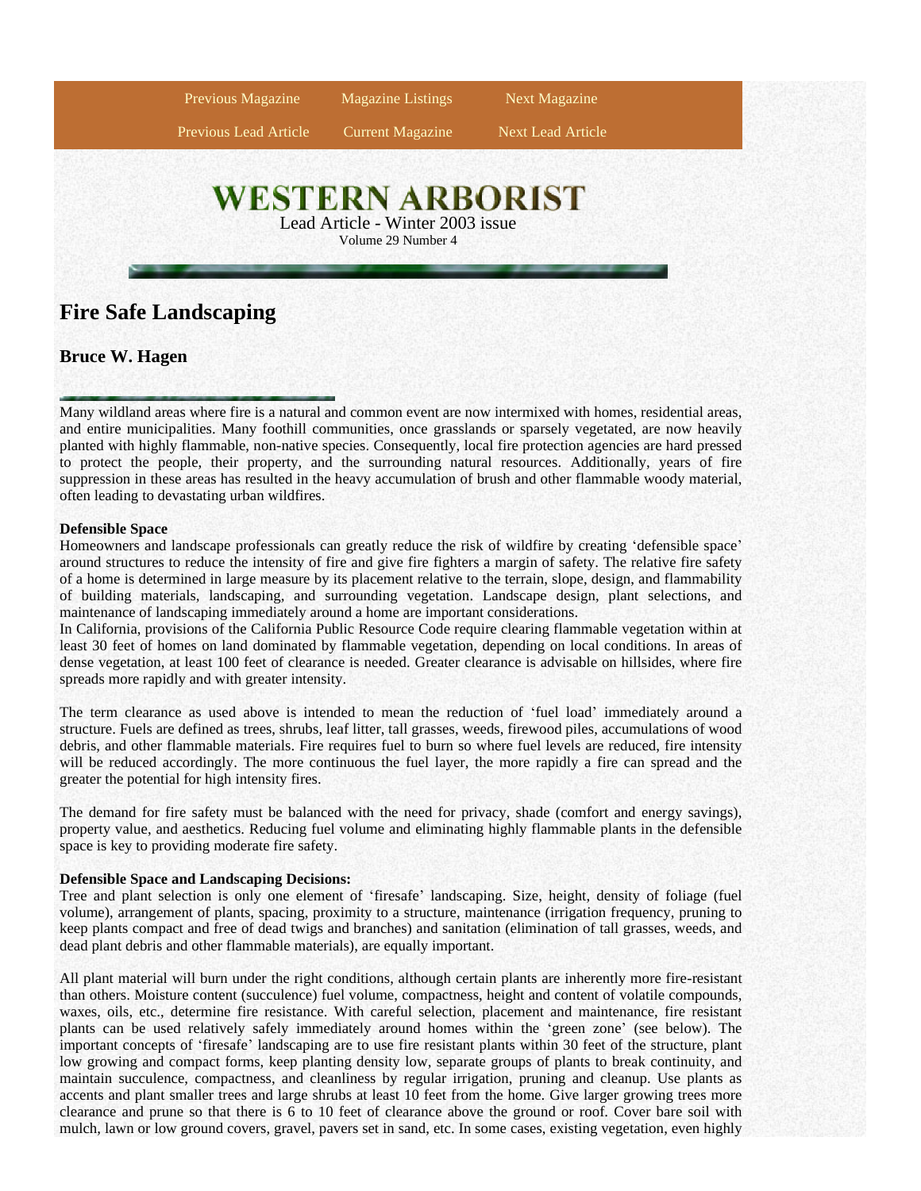# WESTERN ARBORIST

Lead Article - Winter 2003 issue

Volume 29 Number 4

## Fire Safe Landscaping

### Bruce W. Hagen

Many wildland areas where fire is a natural and common event are now intermixed with homes, residential areas, and entire municipalities. Many foothill communities, once grasslands or sparsely vegetated, are now heavily planted with highly flammable, non-native species. Consequently, local fire protection agencies are hard pressed to protect the people, their property, and the surrounding natural resources. Additionally, years of fire suppression in these areas has resulted in the heavy accumulation of brush and other flammable woody material, often leading to devastating urban wildfires.

**Defensible Space**

Homeowners and landscape professionals can greatly reduce the risk of wildfire by creating 'defensible space' around structures to reduce the intensity of fire and give fire fighters a margin of safety. The relative fire safety of a home is determined in large measure by its placement relative to the terrain, slope, design, and flammability of building materials, landscaping, and surrounding vegetation. Landscape design, plant selections, and maintenance of landscaping immediately around a home are important considerations.

In California, provisions of the California Public Resource Code require clearing flammable vegetation within at least 30 feet of homes on land dominated by flammable vegetation, depending on local conditions. In areas of dense vegetation, at least 100 feet of clearance is needed. Greater clearance is advisable on hillsides, where fire spreads more rapidly and with greater intensity.

The term clearance as used above is intended to mean the reduction of 'fuel load' immediately around a structure. Fuels are defined as trees, shrubs, leaf litter, tall grasses, weeds, firewood piles, accumulations of wood debris, and other flammable materials. Fire requires fuel to burn so where fuel levels are reduced, fire intensity will be reduced accordingly. The more continuous the fuel layer, the more rapidly a fire can spread and the greater the potential for high intensity fires.

The demand for fire safety must be balanced with the need for privacy, shade (comfort and energy savings), property value, and aesthetics. Reducing fuel volume and eliminating highly flammable plants in the defensible space is key to providing moderate fire safety.

**Defensible Space and Landscaping Decisions:**

Tree and plant selection is only one element of 'firesafe' landscaping. Size, height, density of foliage (fuel volume), arrangement of plants, spacing, proximity to a structure, maintenance (irrigation frequency, pruning to keep plants compact and free of dead twigs and branches) and sanitation (elimination of tall grasses, weeds, and dead plant debris and other flammable materials), are equally important.

All plant material will burn under the right conditions, although certain plants are inherently more fire-resistant than others. Moisture content (succulence) fuel volume, compactness, height and content of volatile compounds, waxes, oils, etc., determine fire resistance. With careful selection, placement and maintenance, fire resistant plants can be used relatively safely immediately around homes within the 'green zone' (see below). The important concepts of 'firesafe' landscaping are to use fire resistant plants within 30 feet of the structure, plant low growing and compact forms, keep planting density low, separate groups of plants to break continuity, and maintain succulence, compactness, and cleanliness by regular irrigation, pruning and cleanup. Use plants as accents and plant smaller trees and large shrubs at least 10 feet from the home. Give larger growing trees more clearance and prune so that there is 6 to 10 feet of clearance above the ground or roof. Cover bare soil with mulch, lawn or low ground covers, gravel, pavers set in sand, etc. In some cases, existing vegetation, even highly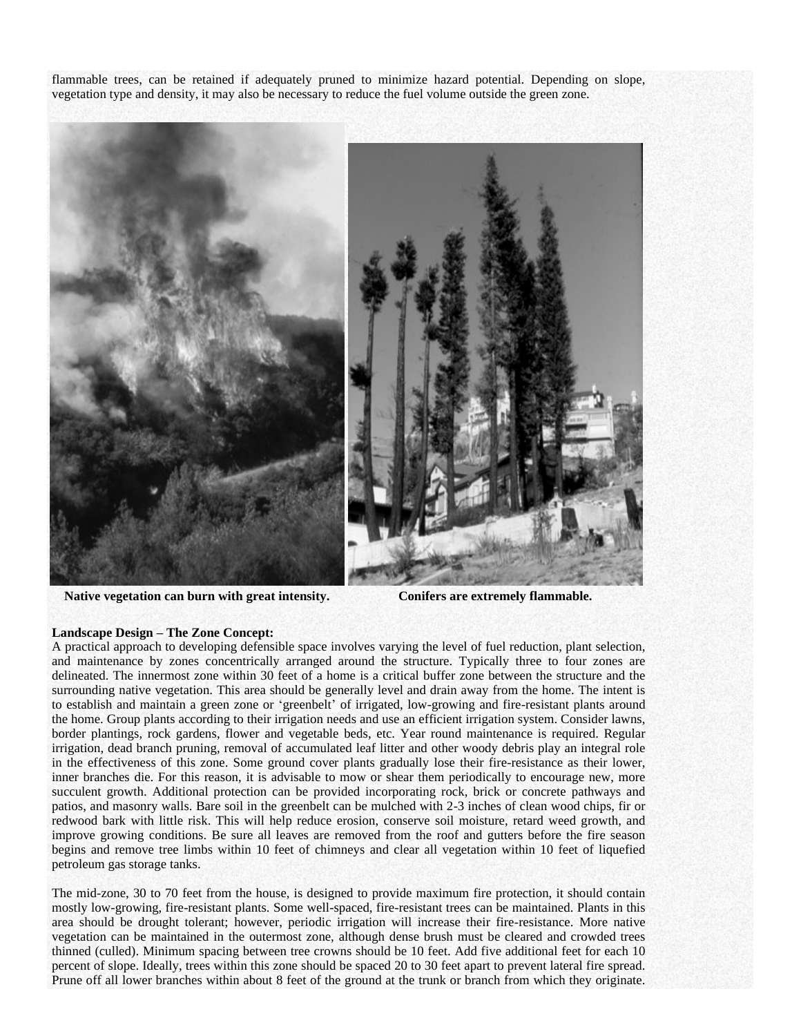flammable trees, can be retained if adequately pruned to minimize hazard potential. Depending on slope, vegetation type and density, it may also be necessary to reduce the fuel volume outside the green zone.

**Native vegetation can burn with great intensity.**

**Conifers are extremely flammable.**

**Landscape Design – The Zone Concept:**

A practical approach to developing defensible space involves varying the level of fuel reduction, plant selection, and maintenance by zones concentrically arranged around the structure. Typically three to four zones are delineated. The innermost zone within 30 feet of a home is a critical buffer zone between the structure and the surrounding native vegetation. This area should be generally level and drain away from the home. The intent is to establish and maintain a green zone or 'greenbelt' of irrigated, low-growing and fire-resistant plants around the home. Group plants according to their irrigation needs and use an efficient irrigation system. Consider lawns, border plantings, rock gardens, flower and vegetable beds, etc. Year round maintenance is required. Regular irrigation, dead branch pruning, removal of accumulated leaf litter and other woody debris play an integral role in the effectiveness of this zone. Some ground cover plants gradually lose their fire-resistance as their lower, inner branches die. For this reason, it is advisable to mow or shear them periodically to encourage new, more succulent growth. Additional protection can be provided incorporating rock, brick or concrete pathways and patios, and masonry walls. Bare soil in the greenbelt can be mulched with 2-3 inches of clean wood chips, fir or redwood bark with little risk. This will help reduce erosion, conserve soil moisture, retard weed growth, and improve growing conditions. Be sure all leaves are removed from the roof and gutters before the fire season begins and remove tree limbs within 10 feet of chimneys and clear all vegetation within 10 feet of liquefied petroleum gas storage tanks.

The mid-zone, 30 to 70 feet from the house, is designed to provide maximum fire protection, it should contain mostly low-growing, fire-resistant plants. Some well-spaced, fire-resistant trees can be maintained. Plants in this area should be drought tolerant; however, periodic irrigation will increase their fire-resistance. More native vegetation can be maintained in the outermost zone, although dense brush must be cleared and crowded trees thinned (culled). Minimum spacing between tree crowns should be 10 feet. Add five additional feet for each 10 percent of slope. Ideally, trees within this zone should be spaced 20 to 30 feet apart to prevent lateral fire spread. Prune off all lower branches within about 8 feet of the ground at the trunk or branch from which they originate.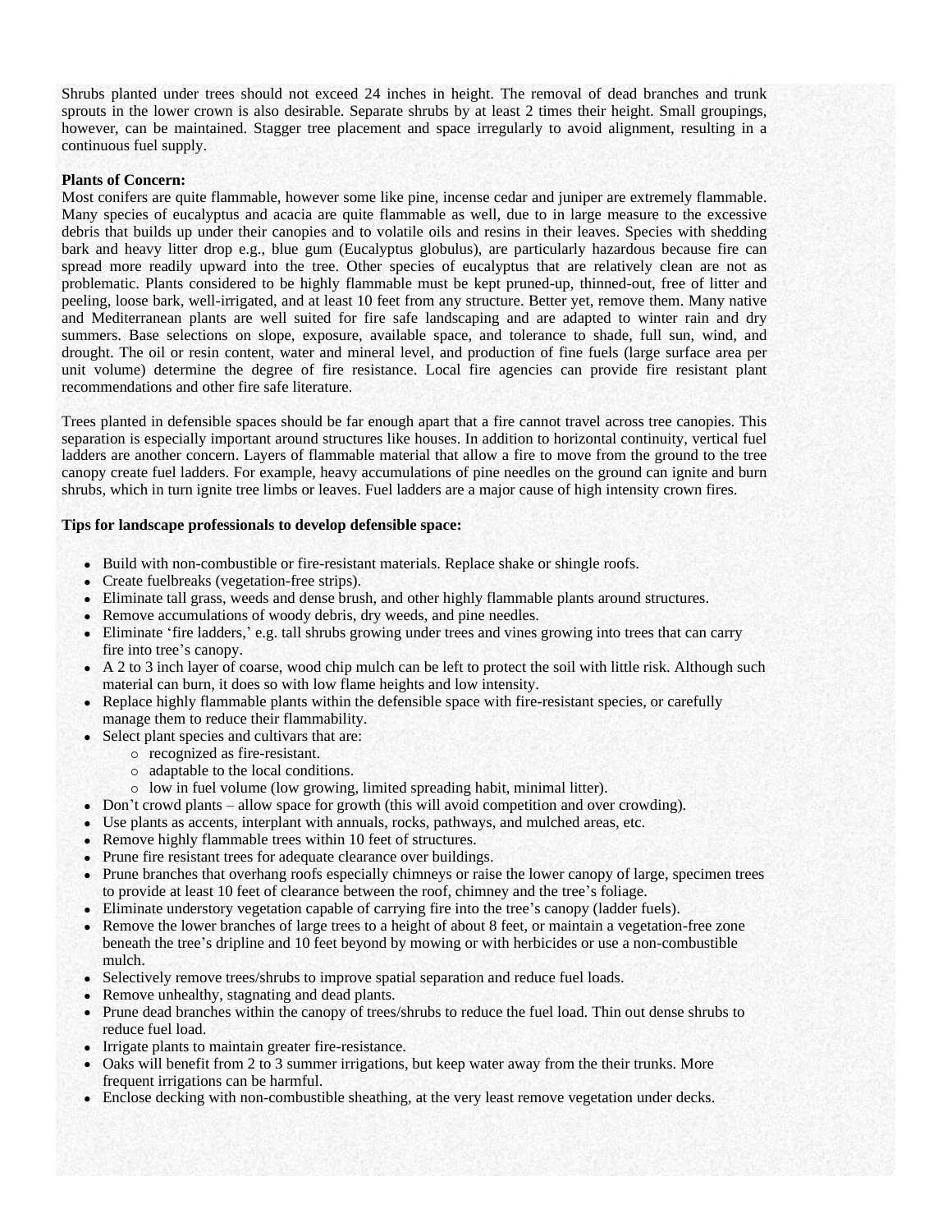Shrubs planted under trees should not exceed 24 inches in height. The removal of dead branches and trunk sprouts in the lower crown is also desirable. Separate shrubs by at least 2 times their height. Small groupings, however, can be maintained. Stagger tree placement and space irregularly to avoid alignment, resulting in a continuous fuel supply.

**Plants of Concern:**
Most conifers are quite flammable, however some like pine, incense cedar and juniper are extremely flammable. Many species of eucalyptus and acacia are quite flammable as well, due to in large measure to the excessive debris that builds up under their canopies and to volatile oils and resins in their leaves. Species with shedding bark and heavy litter drop e.g., blue gum (Eucalyptus globulus), are particularly hazardous because fire can spread more readily upward into the tree. Other species of eucalyptus that are relatively clean are not as problematic. Plants considered to be highly flammable must be kept pruned-up, thinned-out, free of litter and peeling, loose bark, well-irrigated, and at least 10 feet from any structure. Better yet, remove them. Many native and Mediterranean plants are well suited for fire safe landscaping and are adapted to winter rain and dry summers. Base selections on slope, exposure, available space, and tolerance to shade, full sun, wind, and drought. The oil or resin content, water and mineral level, and production of fine fuels (large surface area per unit volume) determine the degree of fire resistance. Local fire agencies can provide fire resistant plant recommendations and other fire safe literature.

Trees planted in defensible spaces should be far enough apart that a fire cannot travel across tree canopies. This separation is especially important around structures like houses. In addition to horizontal continuity, vertical fuel ladders are another concern. Layers of flammable material that allow a fire to move from the ground to the tree canopy create fuel ladders. For example, heavy accumulations of pine needles on the ground can ignite and burn shrubs, which in turn ignite tree limbs or leaves. Fuel ladders are a major cause of high intensity crown fires.

**Tips for landscape professionals to develop defensible space:**

- Build with non-combustible or fire-resistant materials. Replace shake or shingle roofs.
- Create fuelbreaks (vegetation-free strips).
- Eliminate tall grass, weeds and dense brush, and other highly flammable plants around structures.
- Remove accumulations of woody debris, dry weeds, and pine needles.
- Eliminate 'fire ladders,' e.g. tall shrubs growing under trees and vines growing into trees that can carry fire into tree's canopy.
- A 2 to 3 inch layer of coarse, wood chip mulch can be left to protect the soil with little risk. Although such material can burn, it does so with low flame heights and low intensity.
- Replace highly flammable plants within the defensible space with fire-resistant species, or carefully manage them to reduce their flammability.
- Select plant species and cultivars that are:
    - recognized as fire-resistant.
    - adaptable to the local conditions.
    - low in fuel volume (low growing, limited spreading habit, minimal litter).
- Don't crowd plants – allow space for growth (this will avoid competition and over crowding).
- Use plants as accents, interplant with annuals, rocks, pathways, and mulched areas, etc.
- Remove highly flammable trees within 10 feet of structures.
- Prune fire resistant trees for adequate clearance over buildings.
- Prune branches that overhang roofs especially chimneys or raise the lower canopy of large, specimen trees to provide at least 10 feet of clearance between the roof, chimney and the tree's foliage.
- Eliminate understory vegetation capable of carrying fire into the tree's canopy (ladder fuels).
- Remove the lower branches of large trees to a height of about 8 feet, or maintain a vegetation-free zone beneath the tree's dripline and 10 feet beyond by mowing or with herbicides or use a non-combustible mulch.
- Selectively remove trees/shrubs to improve spatial separation and reduce fuel loads.
- Remove unhealthy, stagnating and dead plants.
- Prune dead branches within the canopy of trees/shrubs to reduce the fuel load. Thin out dense shrubs to reduce fuel load.
- Irrigate plants to maintain greater fire-resistance.
- Oaks will benefit from 2 to 3 summer irrigations, but keep water away from the their trunks. More frequent irrigations can be harmful.
- Enclose decking with non-combustible sheathing, at the very least remove vegetation under decks.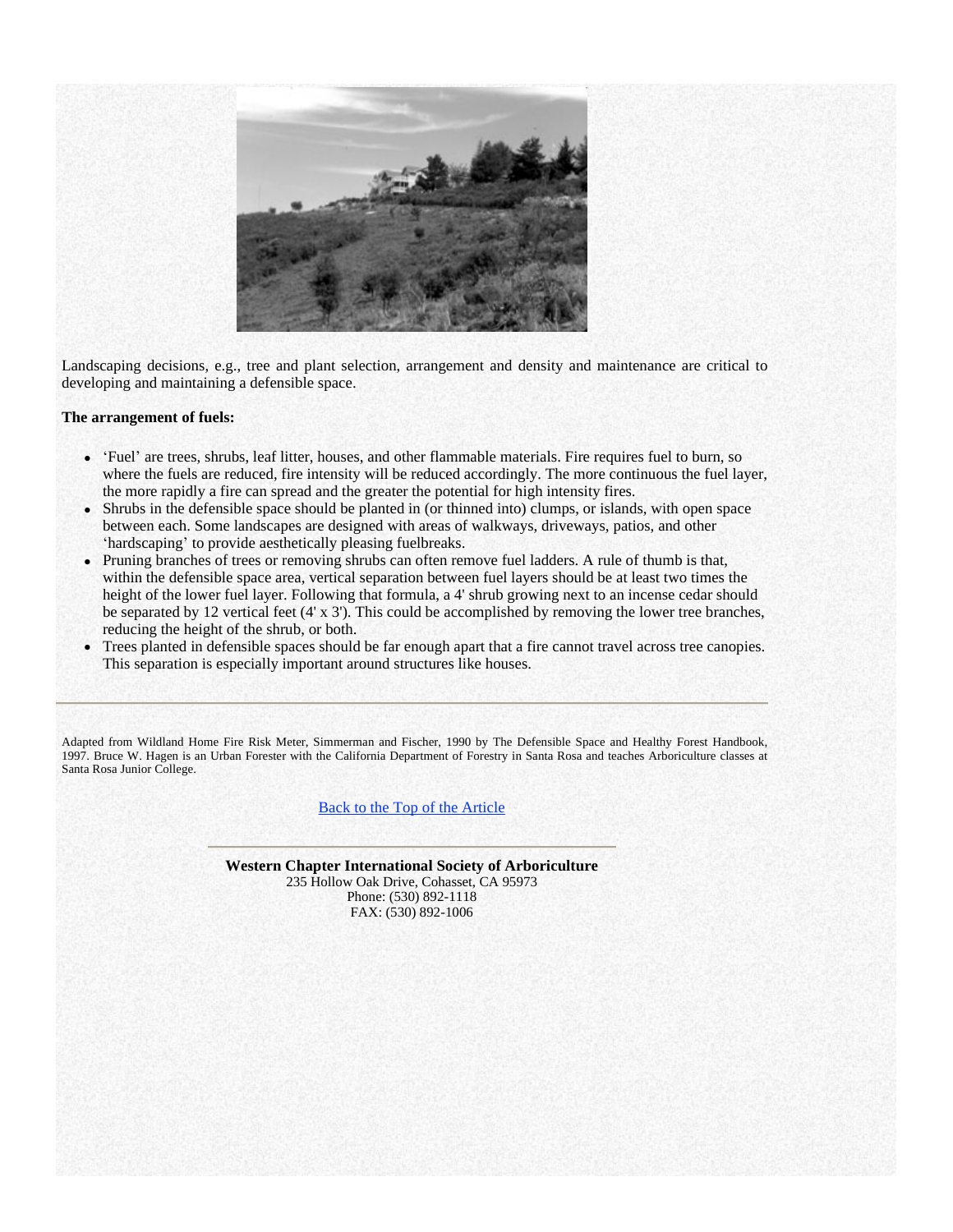Landscaping decisions, e.g., tree and plant selection, arrangement and density and maintenance are critical to developing and maintaining a defensible space.

**The arrangement of fuels:**

- 'Fuel' are trees, shrubs, leaf litter, houses, and other flammable materials. Fire requires fuel to burn, so where the fuels are reduced, fire intensity will be reduced accordingly. The more continuous the fuel layer, the more rapidly a fire can spread and the greater the potential for high intensity fires.
- Shrubs in the defensible space should be planted in (or thinned into) clumps, or islands, with open space between each. Some landscapes are designed with areas of walkways, driveways, patios, and other 'hardscaping' to provide aesthetically pleasing fuelbreaks.
- Pruning branches of trees or removing shrubs can often remove fuel ladders. A rule of thumb is that, within the defensible space area, vertical separation between fuel layers should be at least two times the height of the lower fuel layer. Following that formula, a 4' shrub growing next to an incense cedar should be separated by 12 vertical feet (4' x 3'). This could be accomplished by removing the lower tree branches, reducing the height of the shrub, or both.
- Trees planted in defensible spaces should be far enough apart that a fire cannot travel across tree canopies. This separation is especially important around structures like houses.

---

Adapted from Wildland Home Fire Risk Meter, Simmerman and Fischer, 1990 by The Defensible Space and Healthy Forest Handbook, 1997. Bruce W. Hagen is an Urban Forester with the California Department of Forestry in Santa Rosa and teaches Arboriculture classes at Santa Rosa Junior College.

Back to the Top of the Article

---

**Western Chapter International Society of Arboriculture**
235 Hollow Oak Drive, Cohasset, CA 95973
Phone: (530) 892-1118
FAX: (530) 892-1006